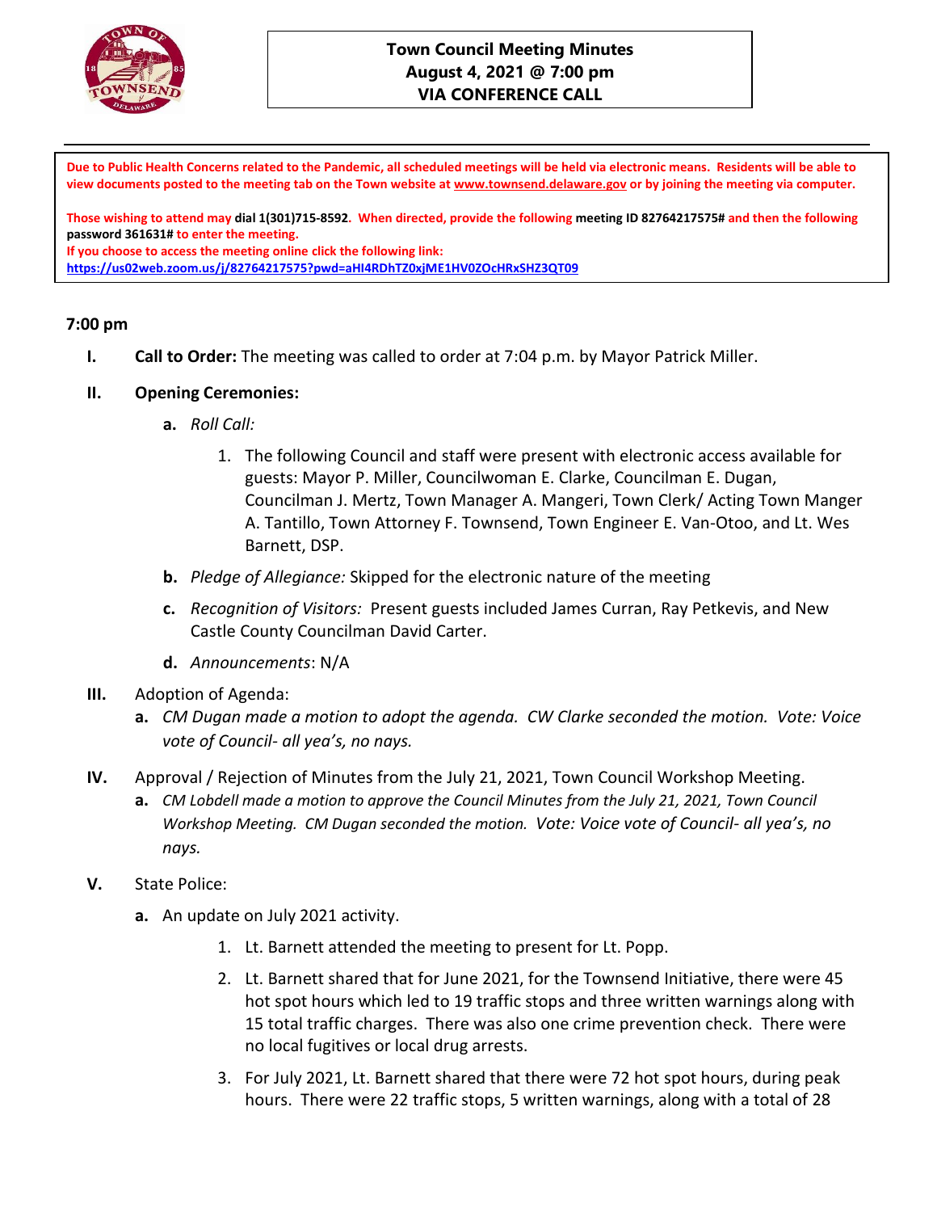# Town Council Meeting Minutes
## August 4, 2021 @ 7:00 pm
## VIA CONFERENCE CALL

**Due to Public Health Concerns related to the Pandemic, all scheduled meetings will be held via electronic means. Residents will be able to view documents posted to the meeting tab on the Town website at www.townsend.delaware.gov or by joining the meeting via computer.**

**Those wishing to attend may dial 1(301)715-8592. When directed, provide the following meeting ID 82764217575# and then the following password 361631# to enter the meeting.**
**If you choose to access the meeting online click the following link:**
**https://us02web.zoom.us/j/82764217575?pwd=aHI4RDhTZ0xjME1HV0ZOcHRxSHZ3QT09**

**7:00 pm**

**I. Call to Order:** The meeting was called to order at 7:04 p.m. by Mayor Patrick Miller.

**II. Opening Ceremonies:**

- **a.** *Roll Call:*
  1. The following Council and staff were present with electronic access available for guests: Mayor P. Miller, Councilwoman E. Clarke, Councilman E. Dugan, Councilman J. Mertz, Town Manager A. Mangeri, Town Clerk/ Acting Town Manger A. Tantillo, Town Attorney F. Townsend, Town Engineer E. Van-Otoo, and Lt. Wes Barnett, DSP.
- **b.** *Pledge of Allegiance:* Skipped for the electronic nature of the meeting
- **c.** *Recognition of Visitors:* Present guests included James Curran, Ray Petkevis, and New Castle County Councilman David Carter.
- **d.** *Announcements*: N/A

**III.** Adoption of Agenda:

- **a.** *CM Dugan made a motion to adopt the agenda. CW Clarke seconded the motion. Vote: Voice vote of Council- all yea's, no nays.*

**IV.** Approval / Rejection of Minutes from the July 21, 2021, Town Council Workshop Meeting.

- **a.** *CM Lobdell made a motion to approve the Council Minutes from the July 21, 2021, Town Council Workshop Meeting. CM Dugan seconded the motion. Vote: Voice vote of Council- all yea's, no nays.*

**V.** State Police:

- **a.** An update on July 2021 activity.
  1. Lt. Barnett attended the meeting to present for Lt. Popp.
  2. Lt. Barnett shared that for June 2021, for the Townsend Initiative, there were 45 hot spot hours which led to 19 traffic stops and three written warnings along with 15 total traffic charges. There was also one crime prevention check. There were no local fugitives or local drug arrests.
  3. For July 2021, Lt. Barnett shared that there were 72 hot spot hours, during peak hours. There were 22 traffic stops, 5 written warnings, along with a total of 28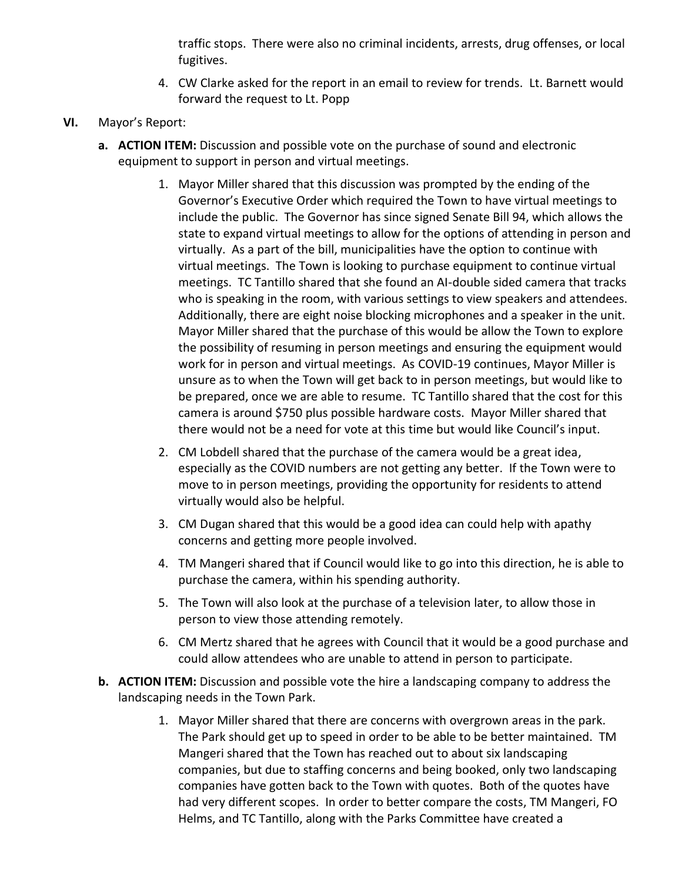traffic stops. There were also no criminal incidents, arrests, drug offenses, or local fugitives.

4. CW Clarke asked for the report in an email to review for trends. Lt. Barnett would forward the request to Lt. Popp

**VI.** Mayor's Report:

**a. ACTION ITEM:** Discussion and possible vote on the purchase of sound and electronic equipment to support in person and virtual meetings.

1. Mayor Miller shared that this discussion was prompted by the ending of the Governor's Executive Order which required the Town to have virtual meetings to include the public. The Governor has since signed Senate Bill 94, which allows the state to expand virtual meetings to allow for the options of attending in person and virtually. As a part of the bill, municipalities have the option to continue with virtual meetings. The Town is looking to purchase equipment to continue virtual meetings. TC Tantillo shared that she found an AI-double sided camera that tracks who is speaking in the room, with various settings to view speakers and attendees. Additionally, there are eight noise blocking microphones and a speaker in the unit. Mayor Miller shared that the purchase of this would be allow the Town to explore the possibility of resuming in person meetings and ensuring the equipment would work for in person and virtual meetings. As COVID-19 continues, Mayor Miller is unsure as to when the Town will get back to in person meetings, but would like to be prepared, once we are able to resume. TC Tantillo shared that the cost for this camera is around $750 plus possible hardware costs. Mayor Miller shared that there would not be a need for vote at this time but would like Council's input.
2. CM Lobdell shared that the purchase of the camera would be a great idea, especially as the COVID numbers are not getting any better. If the Town were to move to in person meetings, providing the opportunity for residents to attend virtually would also be helpful.
3. CM Dugan shared that this would be a good idea can could help with apathy concerns and getting more people involved.
4. TM Mangeri shared that if Council would like to go into this direction, he is able to purchase the camera, within his spending authority.
5. The Town will also look at the purchase of a television later, to allow those in person to view those attending remotely.
6. CM Mertz shared that he agrees with Council that it would be a good purchase and could allow attendees who are unable to attend in person to participate.

**b. ACTION ITEM:** Discussion and possible vote the hire a landscaping company to address the landscaping needs in the Town Park.

1. Mayor Miller shared that there are concerns with overgrown areas in the park. The Park should get up to speed in order to be able to be better maintained. TM Mangeri shared that the Town has reached out to about six landscaping companies, but due to staffing concerns and being booked, only two landscaping companies have gotten back to the Town with quotes. Both of the quotes have had very different scopes. In order to better compare the costs, TM Mangeri, FO Helms, and TC Tantillo, along with the Parks Committee have created a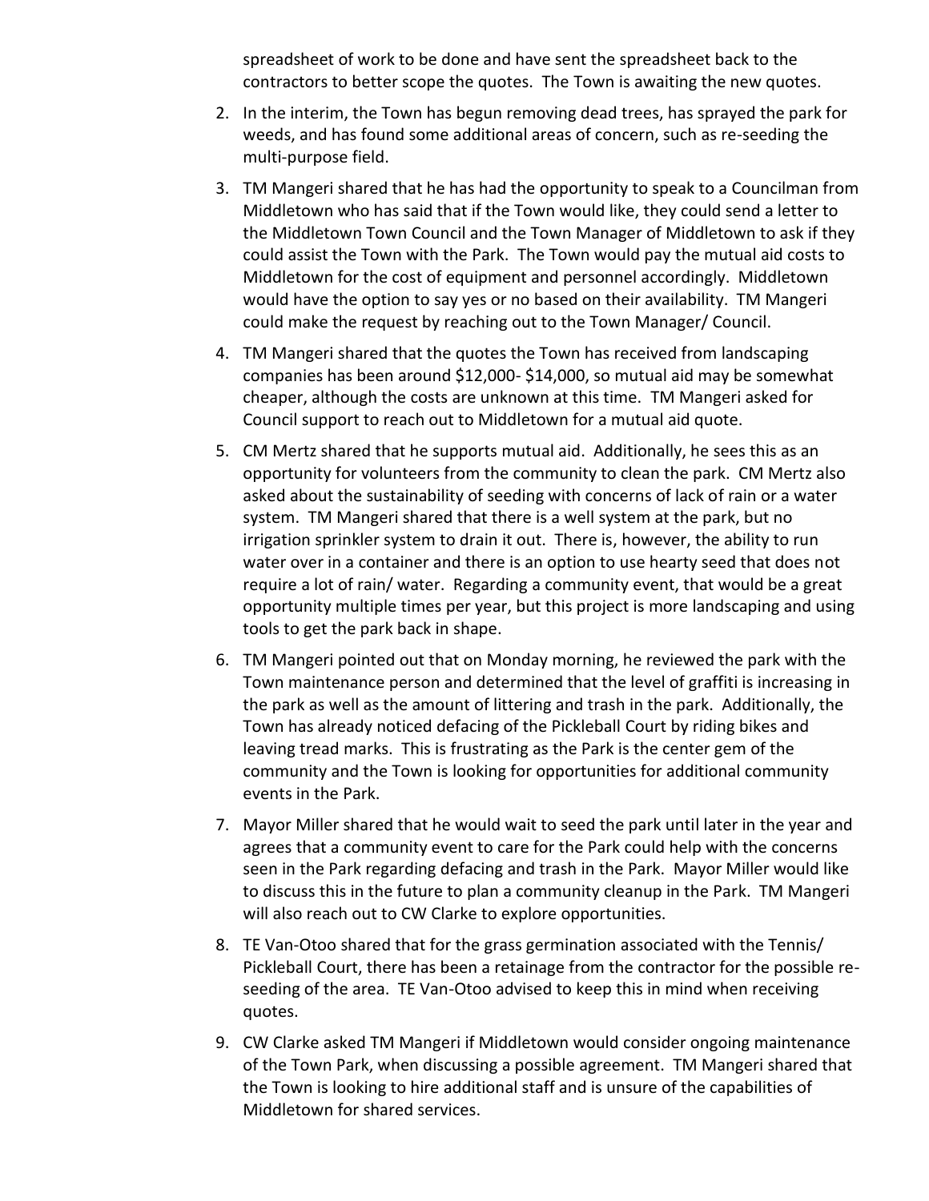spreadsheet of work to be done and have sent the spreadsheet back to the contractors to better scope the quotes. The Town is awaiting the new quotes.

2. In the interim, the Town has begun removing dead trees, has sprayed the park for weeds, and has found some additional areas of concern, such as re-seeding the multi-purpose field.
3. TM Mangeri shared that he has had the opportunity to speak to a Councilman from Middletown who has said that if the Town would like, they could send a letter to the Middletown Town Council and the Town Manager of Middletown to ask if they could assist the Town with the Park. The Town would pay the mutual aid costs to Middletown for the cost of equipment and personnel accordingly. Middletown would have the option to say yes or no based on their availability. TM Mangeri could make the request by reaching out to the Town Manager/ Council.
4. TM Mangeri shared that the quotes the Town has received from landscaping companies has been around $12,000- $14,000, so mutual aid may be somewhat cheaper, although the costs are unknown at this time. TM Mangeri asked for Council support to reach out to Middletown for a mutual aid quote.
5. CM Mertz shared that he supports mutual aid. Additionally, he sees this as an opportunity for volunteers from the community to clean the park. CM Mertz also asked about the sustainability of seeding with concerns of lack of rain or a water system. TM Mangeri shared that there is a well system at the park, but no irrigation sprinkler system to drain it out. There is, however, the ability to run water over in a container and there is an option to use hearty seed that does not require a lot of rain/ water. Regarding a community event, that would be a great opportunity multiple times per year, but this project is more landscaping and using tools to get the park back in shape.
6. TM Mangeri pointed out that on Monday morning, he reviewed the park with the Town maintenance person and determined that the level of graffiti is increasing in the park as well as the amount of littering and trash in the park. Additionally, the Town has already noticed defacing of the Pickleball Court by riding bikes and leaving tread marks. This is frustrating as the Park is the center gem of the community and the Town is looking for opportunities for additional community events in the Park.
7. Mayor Miller shared that he would wait to seed the park until later in the year and agrees that a community event to care for the Park could help with the concerns seen in the Park regarding defacing and trash in the Park. Mayor Miller would like to discuss this in the future to plan a community cleanup in the Park. TM Mangeri will also reach out to CW Clarke to explore opportunities.
8. TE Van-Otoo shared that for the grass germination associated with the Tennis/ Pickleball Court, there has been a retainage from the contractor for the possible re-seeding of the area. TE Van-Otoo advised to keep this in mind when receiving quotes.
9. CW Clarke asked TM Mangeri if Middletown would consider ongoing maintenance of the Town Park, when discussing a possible agreement. TM Mangeri shared that the Town is looking to hire additional staff and is unsure of the capabilities of Middletown for shared services.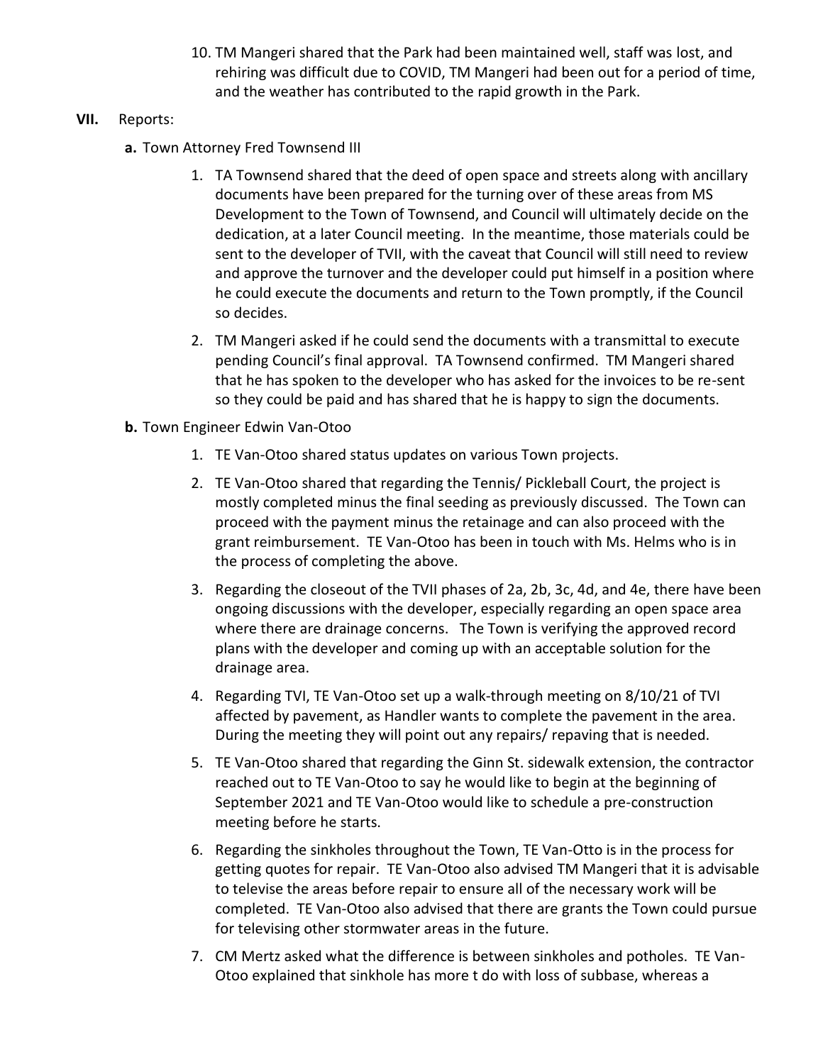10. TM Mangeri shared that the Park had been maintained well, staff was lost, and rehiring was difficult due to COVID, TM Mangeri had been out for a period of time, and the weather has contributed to the rapid growth in the Park.

**VII.** Reports:

**a.** Town Attorney Fred Townsend III

1. TA Townsend shared that the deed of open space and streets along with ancillary documents have been prepared for the turning over of these areas from MS Development to the Town of Townsend, and Council will ultimately decide on the dedication, at a later Council meeting. In the meantime, those materials could be sent to the developer of TVII, with the caveat that Council will still need to review and approve the turnover and the developer could put himself in a position where he could execute the documents and return to the Town promptly, if the Council so decides.
2. TM Mangeri asked if he could send the documents with a transmittal to execute pending Council's final approval. TA Townsend confirmed. TM Mangeri shared that he has spoken to the developer who has asked for the invoices to be re-sent so they could be paid and has shared that he is happy to sign the documents.

**b.** Town Engineer Edwin Van-Otoo

1. TE Van-Otoo shared status updates on various Town projects.
2. TE Van-Otoo shared that regarding the Tennis/ Pickleball Court, the project is mostly completed minus the final seeding as previously discussed. The Town can proceed with the payment minus the retainage and can also proceed with the grant reimbursement. TE Van-Otoo has been in touch with Ms. Helms who is in the process of completing the above.
3. Regarding the closeout of the TVII phases of 2a, 2b, 3c, 4d, and 4e, there have been ongoing discussions with the developer, especially regarding an open space area where there are drainage concerns. The Town is verifying the approved record plans with the developer and coming up with an acceptable solution for the drainage area.
4. Regarding TVI, TE Van-Otoo set up a walk-through meeting on 8/10/21 of TVI affected by pavement, as Handler wants to complete the pavement in the area. During the meeting they will point out any repairs/ repaving that is needed.
5. TE Van-Otoo shared that regarding the Ginn St. sidewalk extension, the contractor reached out to TE Van-Otoo to say he would like to begin at the beginning of September 2021 and TE Van-Otoo would like to schedule a pre-construction meeting before he starts.
6. Regarding the sinkholes throughout the Town, TE Van-Otto is in the process for getting quotes for repair. TE Van-Otoo also advised TM Mangeri that it is advisable to televise the areas before repair to ensure all of the necessary work will be completed. TE Van-Otoo also advised that there are grants the Town could pursue for televising other stormwater areas in the future.
7. CM Mertz asked what the difference is between sinkholes and potholes. TE Van-Otoo explained that sinkhole has more t do with loss of subbase, whereas a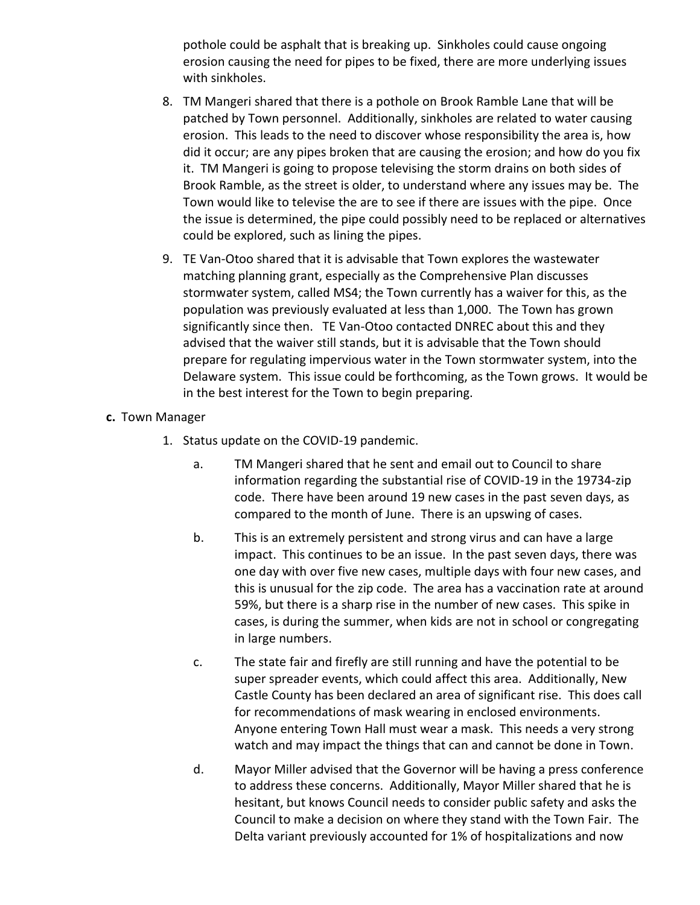pothole could be asphalt that is breaking up. Sinkholes could cause ongoing erosion causing the need for pipes to be fixed, there are more underlying issues with sinkholes.

8. TM Mangeri shared that there is a pothole on Brook Ramble Lane that will be patched by Town personnel. Additionally, sinkholes are related to water causing erosion. This leads to the need to discover whose responsibility the area is, how did it occur; are any pipes broken that are causing the erosion; and how do you fix it. TM Mangeri is going to propose televising the storm drains on both sides of Brook Ramble, as the street is older, to understand where any issues may be. The Town would like to televise the are to see if there are issues with the pipe. Once the issue is determined, the pipe could possibly need to be replaced or alternatives could be explored, such as lining the pipes.

9. TE Van-Otoo shared that it is advisable that Town explores the wastewater matching planning grant, especially as the Comprehensive Plan discusses stormwater system, called MS4; the Town currently has a waiver for this, as the population was previously evaluated at less than 1,000. The Town has grown significantly since then. TE Van-Otoo contacted DNREC about this and they advised that the waiver still stands, but it is advisable that the Town should prepare for regulating impervious water in the Town stormwater system, into the Delaware system. This issue could be forthcoming, as the Town grows. It would be in the best interest for the Town to begin preparing.

**c.** Town Manager

1. Status update on the COVID-19 pandemic.

   a. TM Mangeri shared that he sent and email out to Council to share information regarding the substantial rise of COVID-19 in the 19734-zip code. There have been around 19 new cases in the past seven days, as compared to the month of June. There is an upswing of cases.

   b. This is an extremely persistent and strong virus and can have a large impact. This continues to be an issue. In the past seven days, there was one day with over five new cases, multiple days with four new cases, and this is unusual for the zip code. The area has a vaccination rate at around 59%, but there is a sharp rise in the number of new cases. This spike in cases, is during the summer, when kids are not in school or congregating in large numbers.

   c. The state fair and firefly are still running and have the potential to be super spreader events, which could affect this area. Additionally, New Castle County has been declared an area of significant rise. This does call for recommendations of mask wearing in enclosed environments. Anyone entering Town Hall must wear a mask. This needs a very strong watch and may impact the things that can and cannot be done in Town.

   d. Mayor Miller advised that the Governor will be having a press conference to address these concerns. Additionally, Mayor Miller shared that he is hesitant, but knows Council needs to consider public safety and asks the Council to make a decision on where they stand with the Town Fair. The Delta variant previously accounted for 1% of hospitalizations and now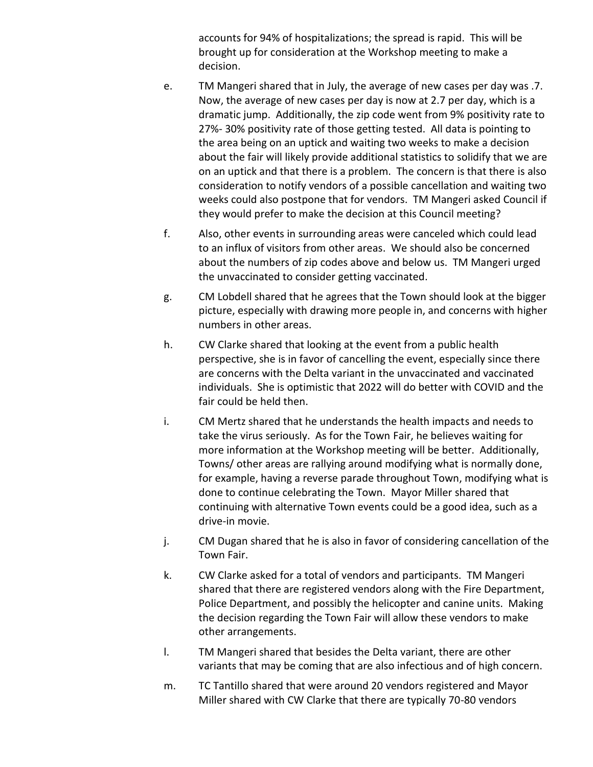accounts for 94% of hospitalizations; the spread is rapid. This will be brought up for consideration at the Workshop meeting to make a decision.

e. TM Mangeri shared that in July, the average of new cases per day was .7. Now, the average of new cases per day is now at 2.7 per day, which is a dramatic jump. Additionally, the zip code went from 9% positivity rate to 27%- 30% positivity rate of those getting tested. All data is pointing to the area being on an uptick and waiting two weeks to make a decision about the fair will likely provide additional statistics to solidify that we are on an uptick and that there is a problem. The concern is that there is also consideration to notify vendors of a possible cancellation and waiting two weeks could also postpone that for vendors. TM Mangeri asked Council if they would prefer to make the decision at this Council meeting?

f. Also, other events in surrounding areas were canceled which could lead to an influx of visitors from other areas. We should also be concerned about the numbers of zip codes above and below us. TM Mangeri urged the unvaccinated to consider getting vaccinated.

g. CM Lobdell shared that he agrees that the Town should look at the bigger picture, especially with drawing more people in, and concerns with higher numbers in other areas.

h. CW Clarke shared that looking at the event from a public health perspective, she is in favor of cancelling the event, especially since there are concerns with the Delta variant in the unvaccinated and vaccinated individuals. She is optimistic that 2022 will do better with COVID and the fair could be held then.

i. CM Mertz shared that he understands the health impacts and needs to take the virus seriously. As for the Town Fair, he believes waiting for more information at the Workshop meeting will be better. Additionally, Towns/ other areas are rallying around modifying what is normally done, for example, having a reverse parade throughout Town, modifying what is done to continue celebrating the Town. Mayor Miller shared that continuing with alternative Town events could be a good idea, such as a drive-in movie.

j. CM Dugan shared that he is also in favor of considering cancellation of the Town Fair.

k. CW Clarke asked for a total of vendors and participants. TM Mangeri shared that there are registered vendors along with the Fire Department, Police Department, and possibly the helicopter and canine units. Making the decision regarding the Town Fair will allow these vendors to make other arrangements.

l. TM Mangeri shared that besides the Delta variant, there are other variants that may be coming that are also infectious and of high concern.

m. TC Tantillo shared that were around 20 vendors registered and Mayor Miller shared with CW Clarke that there are typically 70-80 vendors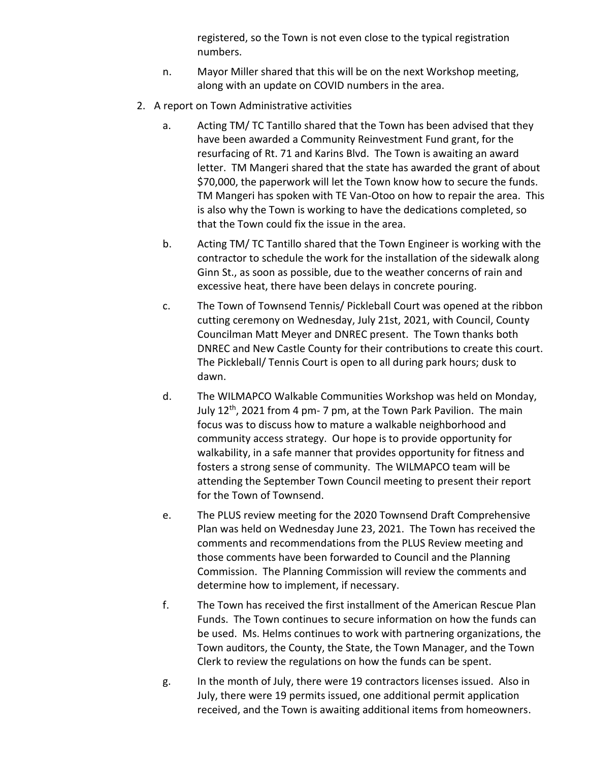registered, so the Town is not even close to the typical registration numbers.

n. Mayor Miller shared that this will be on the next Workshop meeting, along with an update on COVID numbers in the area.

2. A report on Town Administrative activities

a. Acting TM/ TC Tantillo shared that the Town has been advised that they have been awarded a Community Reinvestment Fund grant, for the resurfacing of Rt. 71 and Karins Blvd. The Town is awaiting an award letter. TM Mangeri shared that the state has awarded the grant of about $70,000, the paperwork will let the Town know how to secure the funds. TM Mangeri has spoken with TE Van-Otoo on how to repair the area. This is also why the Town is working to have the dedications completed, so that the Town could fix the issue in the area.

b. Acting TM/ TC Tantillo shared that the Town Engineer is working with the contractor to schedule the work for the installation of the sidewalk along Ginn St., as soon as possible, due to the weather concerns of rain and excessive heat, there have been delays in concrete pouring.

c. The Town of Townsend Tennis/ Pickleball Court was opened at the ribbon cutting ceremony on Wednesday, July 21st, 2021, with Council, County Councilman Matt Meyer and DNREC present. The Town thanks both DNREC and New Castle County for their contributions to create this court. The Pickleball/ Tennis Court is open to all during park hours; dusk to dawn.

d. The WILMAPCO Walkable Communities Workshop was held on Monday, July 12th, 2021 from 4 pm- 7 pm, at the Town Park Pavilion. The main focus was to discuss how to mature a walkable neighborhood and community access strategy. Our hope is to provide opportunity for walkability, in a safe manner that provides opportunity for fitness and fosters a strong sense of community. The WILMAPCO team will be attending the September Town Council meeting to present their report for the Town of Townsend.

e. The PLUS review meeting for the 2020 Townsend Draft Comprehensive Plan was held on Wednesday June 23, 2021. The Town has received the comments and recommendations from the PLUS Review meeting and those comments have been forwarded to Council and the Planning Commission. The Planning Commission will review the comments and determine how to implement, if necessary.

f. The Town has received the first installment of the American Rescue Plan Funds. The Town continues to secure information on how the funds can be used. Ms. Helms continues to work with partnering organizations, the Town auditors, the County, the State, the Town Manager, and the Town Clerk to review the regulations on how the funds can be spent.

g. In the month of July, there were 19 contractors licenses issued. Also in July, there were 19 permits issued, one additional permit application received, and the Town is awaiting additional items from homeowners.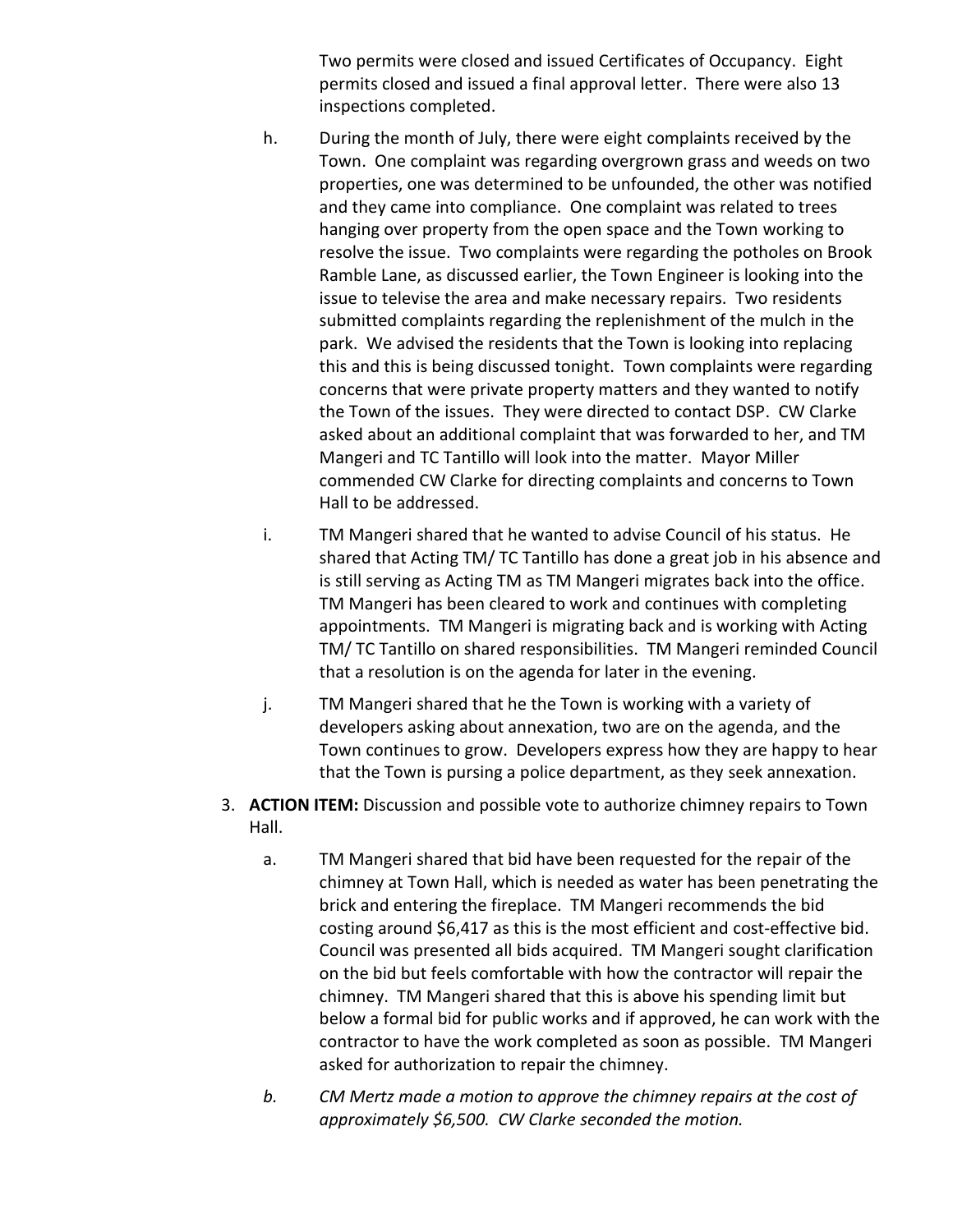Two permits were closed and issued Certificates of Occupancy. Eight permits closed and issued a final approval letter. There were also 13 inspections completed.

h. During the month of July, there were eight complaints received by the Town. One complaint was regarding overgrown grass and weeds on two properties, one was determined to be unfounded, the other was notified and they came into compliance. One complaint was related to trees hanging over property from the open space and the Town working to resolve the issue. Two complaints were regarding the potholes on Brook Ramble Lane, as discussed earlier, the Town Engineer is looking into the issue to televise the area and make necessary repairs. Two residents submitted complaints regarding the replenishment of the mulch in the park. We advised the residents that the Town is looking into replacing this and this is being discussed tonight. Town complaints were regarding concerns that were private property matters and they wanted to notify the Town of the issues. They were directed to contact DSP. CW Clarke asked about an additional complaint that was forwarded to her, and TM Mangeri and TC Tantillo will look into the matter. Mayor Miller commended CW Clarke for directing complaints and concerns to Town Hall to be addressed.

i. TM Mangeri shared that he wanted to advise Council of his status. He shared that Acting TM/ TC Tantillo has done a great job in his absence and is still serving as Acting TM as TM Mangeri migrates back into the office. TM Mangeri has been cleared to work and continues with completing appointments. TM Mangeri is migrating back and is working with Acting TM/ TC Tantillo on shared responsibilities. TM Mangeri reminded Council that a resolution is on the agenda for later in the evening.

j. TM Mangeri shared that he the Town is working with a variety of developers asking about annexation, two are on the agenda, and the Town continues to grow. Developers express how they are happy to hear that the Town is pursing a police department, as they seek annexation.

3. **ACTION ITEM:** Discussion and possible vote to authorize chimney repairs to Town Hall.

   a. TM Mangeri shared that bid have been requested for the repair of the chimney at Town Hall, which is needed as water has been penetrating the brick and entering the fireplace. TM Mangeri recommends the bid costing around $6,417 as this is the most efficient and cost-effective bid. Council was presented all bids acquired. TM Mangeri sought clarification on the bid but feels comfortable with how the contractor will repair the chimney. TM Mangeri shared that this is above his spending limit but below a formal bid for public works and if approved, he can work with the contractor to have the work completed as soon as possible. TM Mangeri asked for authorization to repair the chimney.

   *b. CM Mertz made a motion to approve the chimney repairs at the cost of approximately $6,500. CW Clarke seconded the motion.*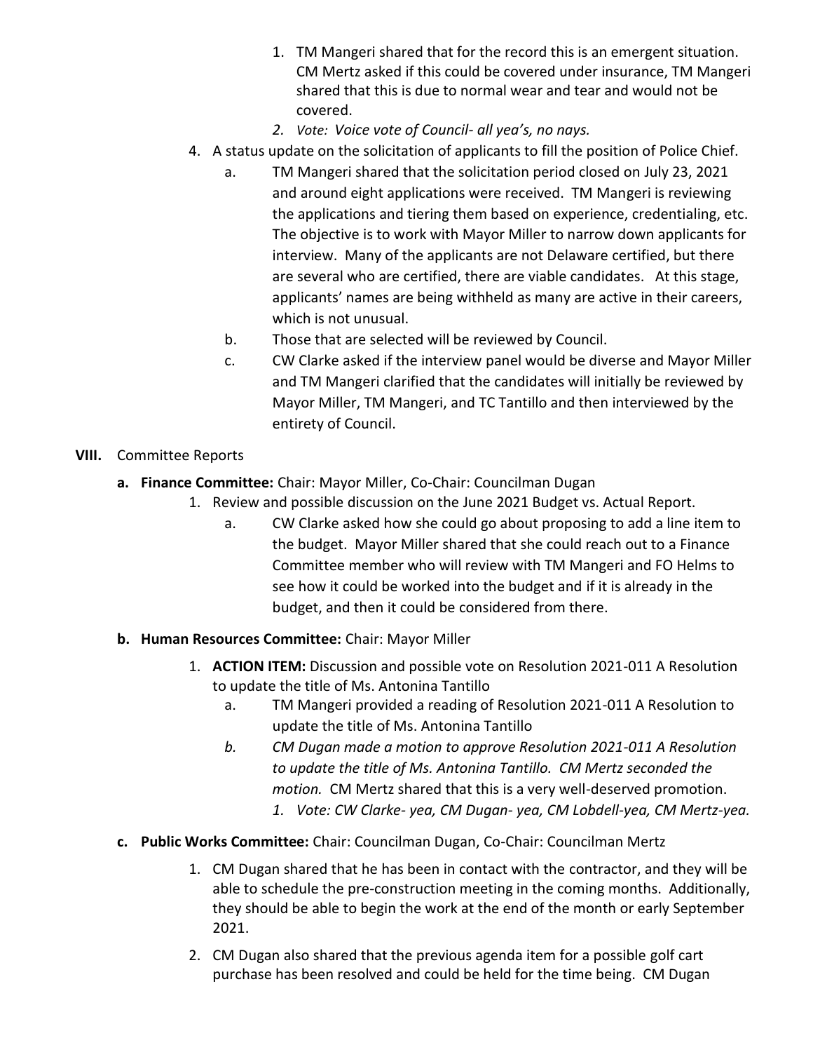1. TM Mangeri shared that for the record this is an emergent situation. CM Mertz asked if this could be covered under insurance, TM Mangeri shared that this is due to normal wear and tear and would not be covered.
2. *Vote: Voice vote of Council- all yea's, no nays.*

4. A status update on the solicitation of applicants to fill the position of Police Chief.
   a. TM Mangeri shared that the solicitation period closed on July 23, 2021 and around eight applications were received. TM Mangeri is reviewing the applications and tiering them based on experience, credentialing, etc. The objective is to work with Mayor Miller to narrow down applicants for interview. Many of the applicants are not Delaware certified, but there are several who are certified, there are viable candidates. At this stage, applicants' names are being withheld as many are active in their careers, which is not unusual.
   b. Those that are selected will be reviewed by Council.
   c. CW Clarke asked if the interview panel would be diverse and Mayor Miller and TM Mangeri clarified that the candidates will initially be reviewed by Mayor Miller, TM Mangeri, and TC Tantillo and then interviewed by the entirety of Council.

**VIII.** Committee Reports

**a. Finance Committee:** Chair: Mayor Miller, Co-Chair: Councilman Dugan

1. Review and possible discussion on the June 2021 Budget vs. Actual Report.
   a. CW Clarke asked how she could go about proposing to add a line item to the budget. Mayor Miller shared that she could reach out to a Finance Committee member who will review with TM Mangeri and FO Helms to see how it could be worked into the budget and if it is already in the budget, and then it could be considered from there.

**b. Human Resources Committee:** Chair: Mayor Miller

1. **ACTION ITEM:** Discussion and possible vote on Resolution 2021-011 A Resolution to update the title of Ms. Antonina Tantillo
   a. TM Mangeri provided a reading of Resolution 2021-011 A Resolution to update the title of Ms. Antonina Tantillo
   b. *CM Dugan made a motion to approve Resolution 2021-011 A Resolution to update the title of Ms. Antonina Tantillo. CM Mertz seconded the motion.* CM Mertz shared that this is a very well-deserved promotion.
      1. *Vote: CW Clarke- yea, CM Dugan- yea, CM Lobdell-yea, CM Mertz-yea.*

**c. Public Works Committee:** Chair: Councilman Dugan, Co-Chair: Councilman Mertz

1. CM Dugan shared that he has been in contact with the contractor, and they will be able to schedule the pre-construction meeting in the coming months. Additionally, they should be able to begin the work at the end of the month or early September 2021.
2. CM Dugan also shared that the previous agenda item for a possible golf cart purchase has been resolved and could be held for the time being. CM Dugan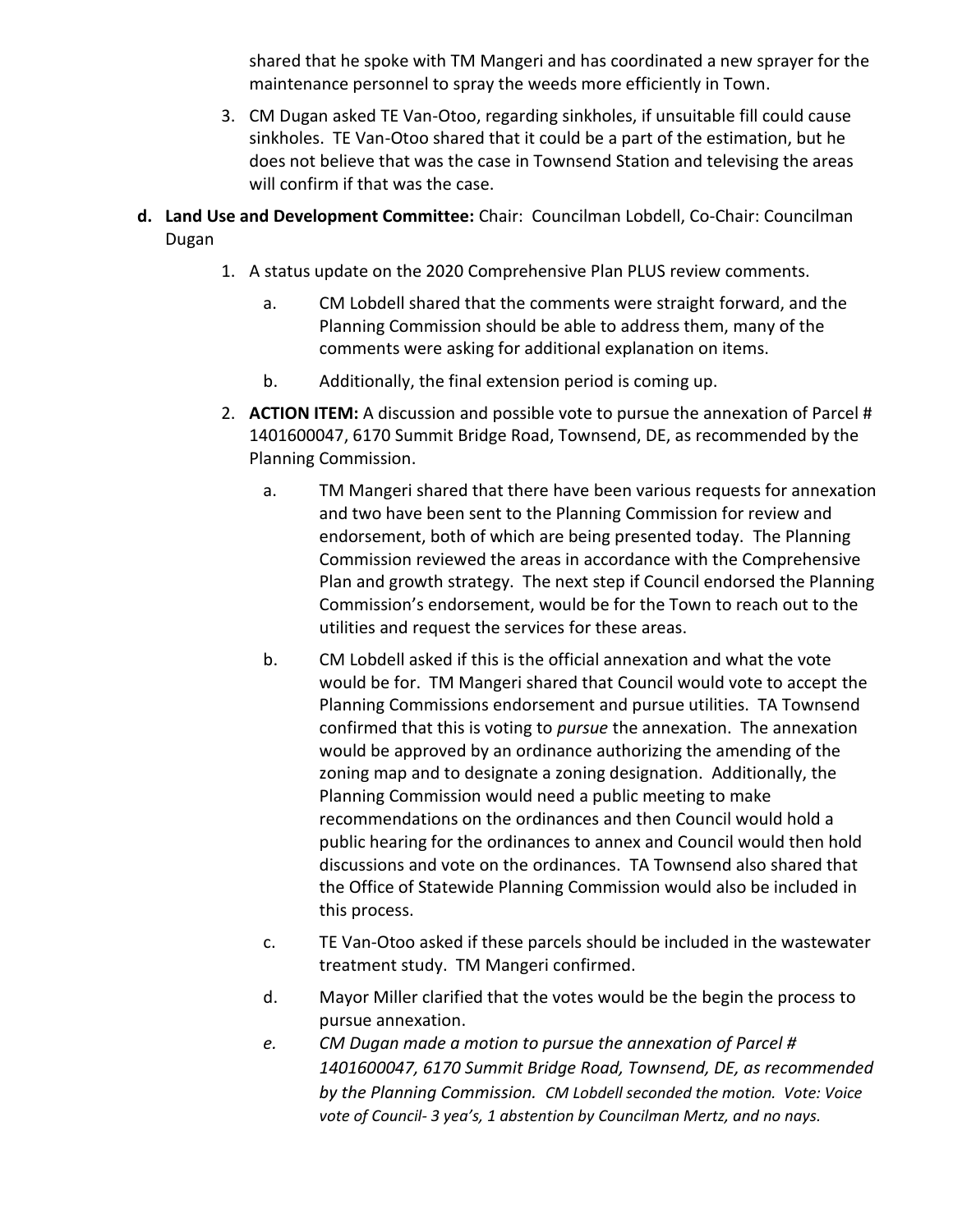shared that he spoke with TM Mangeri and has coordinated a new sprayer for the maintenance personnel to spray the weeds more efficiently in Town.

3. CM Dugan asked TE Van-Otoo, regarding sinkholes, if unsuitable fill could cause sinkholes. TE Van-Otoo shared that it could be a part of the estimation, but he does not believe that was the case in Townsend Station and televising the areas will confirm if that was the case.

**d. Land Use and Development Committee:** Chair: Councilman Lobdell, Co-Chair: Councilman Dugan

1. A status update on the 2020 Comprehensive Plan PLUS review comments.
   a. CM Lobdell shared that the comments were straight forward, and the Planning Commission should be able to address them, many of the comments were asking for additional explanation on items.
   b. Additionally, the final extension period is coming up.
2. **ACTION ITEM:** A discussion and possible vote to pursue the annexation of Parcel # 1401600047, 6170 Summit Bridge Road, Townsend, DE, as recommended by the Planning Commission.
   a. TM Mangeri shared that there have been various requests for annexation and two have been sent to the Planning Commission for review and endorsement, both of which are being presented today. The Planning Commission reviewed the areas in accordance with the Comprehensive Plan and growth strategy. The next step if Council endorsed the Planning Commission's endorsement, would be for the Town to reach out to the utilities and request the services for these areas.
   b. CM Lobdell asked if this is the official annexation and what the vote would be for. TM Mangeri shared that Council would vote to accept the Planning Commissions endorsement and pursue utilities. TA Townsend confirmed that this is voting to *pursue* the annexation. The annexation would be approved by an ordinance authorizing the amending of the zoning map and to designate a zoning designation. Additionally, the Planning Commission would need a public meeting to make recommendations on the ordinances and then Council would hold a public hearing for the ordinances to annex and Council would then hold discussions and vote on the ordinances. TA Townsend also shared that the Office of Statewide Planning Commission would also be included in this process.
   c. TE Van-Otoo asked if these parcels should be included in the wastewater treatment study. TM Mangeri confirmed.
   d. Mayor Miller clarified that the votes would be the begin the process to pursue annexation.
   e. *CM Dugan made a motion to pursue the annexation of Parcel # 1401600047, 6170 Summit Bridge Road, Townsend, DE, as recommended by the Planning Commission. CM Lobdell seconded the motion. Vote: Voice vote of Council- 3 yea's, 1 abstention by Councilman Mertz, and no nays.*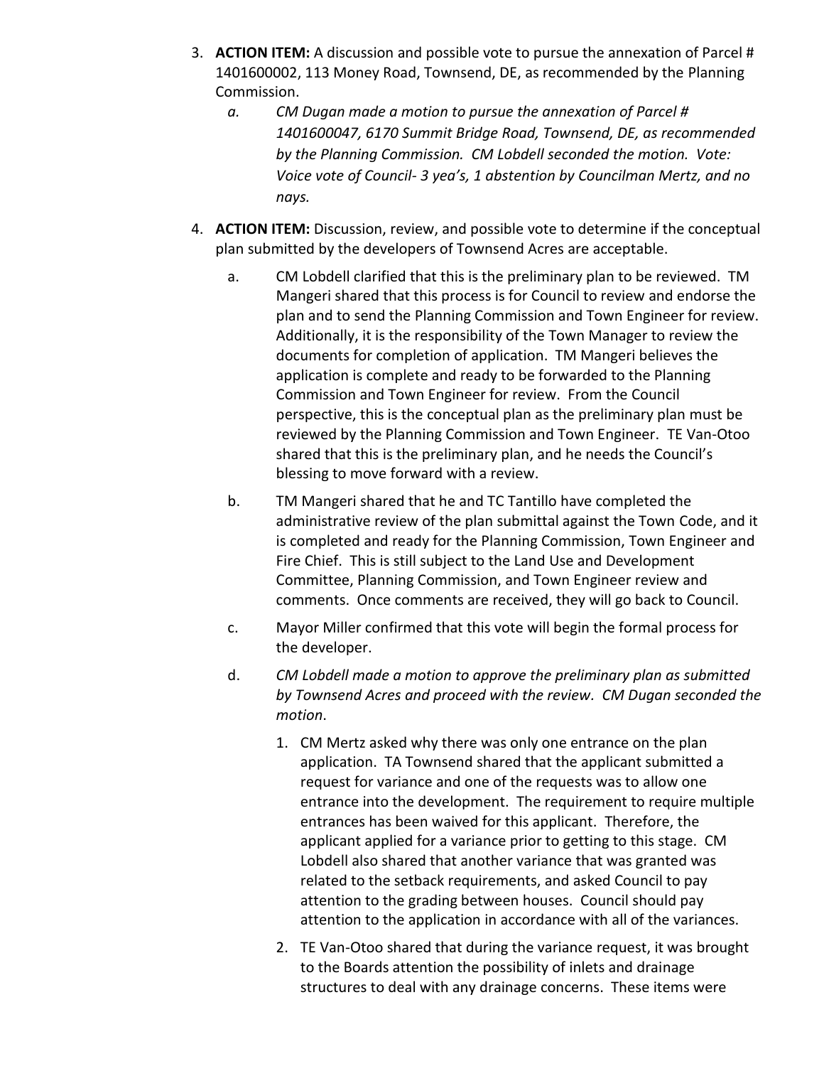3. **ACTION ITEM:** A discussion and possible vote to pursue the annexation of Parcel # 1401600002, 113 Money Road, Townsend, DE, as recommended by the Planning Commission.
   a. *CM Dugan made a motion to pursue the annexation of Parcel # 1401600047, 6170 Summit Bridge Road, Townsend, DE, as recommended by the Planning Commission. CM Lobdell seconded the motion. Vote: Voice vote of Council- 3 yea's, 1 abstention by Councilman Mertz, and no nays.*

4. **ACTION ITEM:** Discussion, review, and possible vote to determine if the conceptual plan submitted by the developers of Townsend Acres are acceptable.
   a. CM Lobdell clarified that this is the preliminary plan to be reviewed. TM Mangeri shared that this process is for Council to review and endorse the plan and to send the Planning Commission and Town Engineer for review. Additionally, it is the responsibility of the Town Manager to review the documents for completion of application. TM Mangeri believes the application is complete and ready to be forwarded to the Planning Commission and Town Engineer for review. From the Council perspective, this is the conceptual plan as the preliminary plan must be reviewed by the Planning Commission and Town Engineer. TE Van-Otoo shared that this is the preliminary plan, and he needs the Council's blessing to move forward with a review.
   b. TM Mangeri shared that he and TC Tantillo have completed the administrative review of the plan submittal against the Town Code, and it is completed and ready for the Planning Commission, Town Engineer and Fire Chief. This is still subject to the Land Use and Development Committee, Planning Commission, and Town Engineer review and comments. Once comments are received, they will go back to Council.
   c. Mayor Miller confirmed that this vote will begin the formal process for the developer.
   d. *CM Lobdell made a motion to approve the preliminary plan as submitted by Townsend Acres and proceed with the review. CM Dugan seconded the motion*.
      1. CM Mertz asked why there was only one entrance on the plan application. TA Townsend shared that the applicant submitted a request for variance and one of the requests was to allow one entrance into the development. The requirement to require multiple entrances has been waived for this applicant. Therefore, the applicant applied for a variance prior to getting to this stage. CM Lobdell also shared that another variance that was granted was related to the setback requirements, and asked Council to pay attention to the grading between houses. Council should pay attention to the application in accordance with all of the variances.
      2. TE Van-Otoo shared that during the variance request, it was brought to the Boards attention the possibility of inlets and drainage structures to deal with any drainage concerns. These items were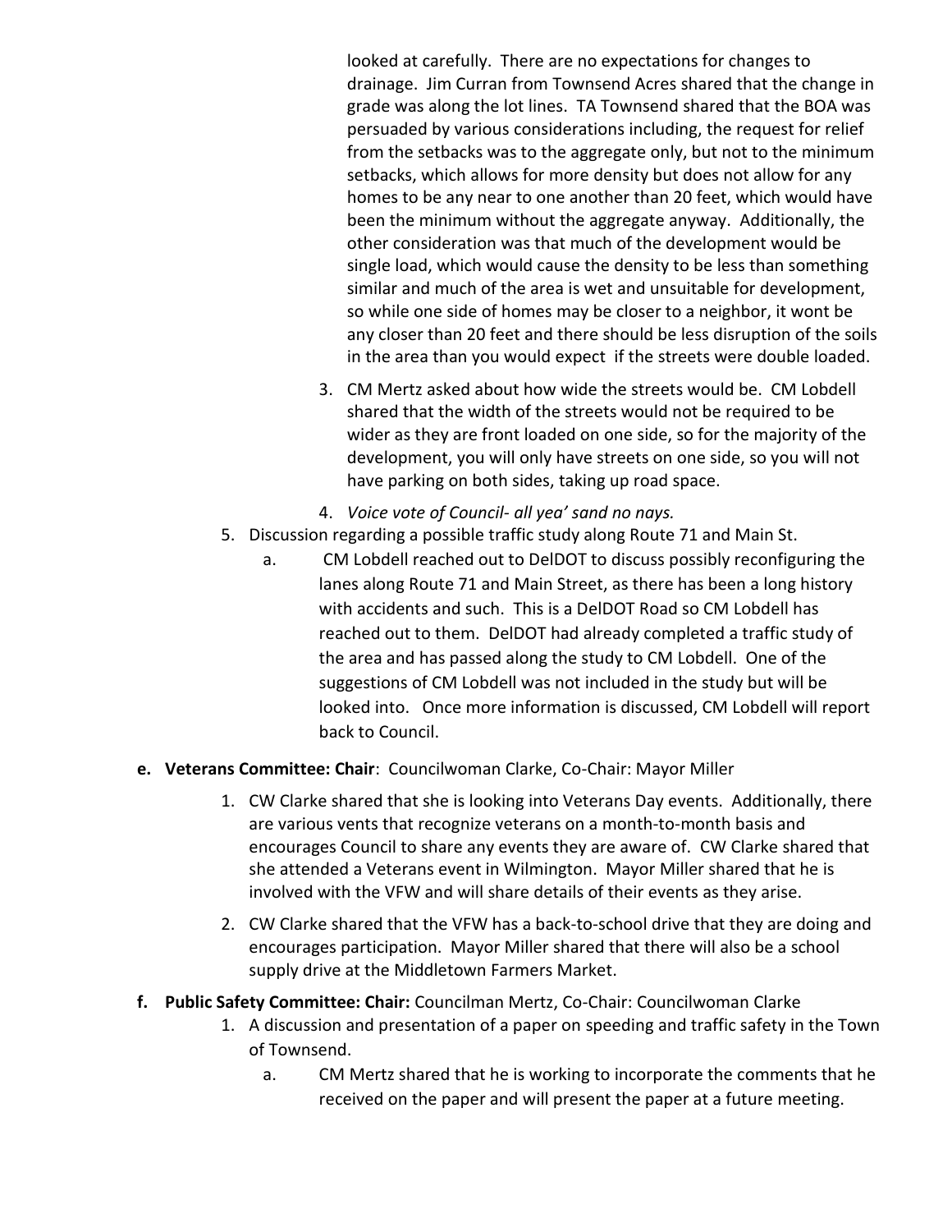looked at carefully. There are no expectations for changes to drainage. Jim Curran from Townsend Acres shared that the change in grade was along the lot lines. TA Townsend shared that the BOA was persuaded by various considerations including, the request for relief from the setbacks was to the aggregate only, but not to the minimum setbacks, which allows for more density but does not allow for any homes to be any near to one another than 20 feet, which would have been the minimum without the aggregate anyway. Additionally, the other consideration was that much of the development would be single load, which would cause the density to be less than something similar and much of the area is wet and unsuitable for development, so while one side of homes may be closer to a neighbor, it wont be any closer than 20 feet and there should be less disruption of the soils in the area than you would expect if the streets were double loaded.

3. CM Mertz asked about how wide the streets would be. CM Lobdell shared that the width of the streets would not be required to be wider as they are front loaded on one side, so for the majority of the development, you will only have streets on one side, so you will not have parking on both sides, taking up road space.
4. *Voice vote of Council- all yea' sand no nays.*

5. Discussion regarding a possible traffic study along Route 71 and Main St.
   a. CM Lobdell reached out to DelDOT to discuss possibly reconfiguring the lanes along Route 71 and Main Street, as there has been a long history with accidents and such. This is a DelDOT Road so CM Lobdell has reached out to them. DelDOT had already completed a traffic study of the area and has passed along the study to CM Lobdell. One of the suggestions of CM Lobdell was not included in the study but will be looked into. Once more information is discussed, CM Lobdell will report back to Council.

**e. Veterans Committee: Chair**: Councilwoman Clarke, Co-Chair: Mayor Miller

1. CW Clarke shared that she is looking into Veterans Day events. Additionally, there are various vents that recognize veterans on a month-to-month basis and encourages Council to share any events they are aware of. CW Clarke shared that she attended a Veterans event in Wilmington. Mayor Miller shared that he is involved with the VFW and will share details of their events as they arise.
2. CW Clarke shared that the VFW has a back-to-school drive that they are doing and encourages participation. Mayor Miller shared that there will also be a school supply drive at the Middletown Farmers Market.

**f. Public Safety Committee: Chair:** Councilman Mertz, Co-Chair: Councilwoman Clarke

1. A discussion and presentation of a paper on speeding and traffic safety in the Town of Townsend.
   a. CM Mertz shared that he is working to incorporate the comments that he received on the paper and will present the paper at a future meeting.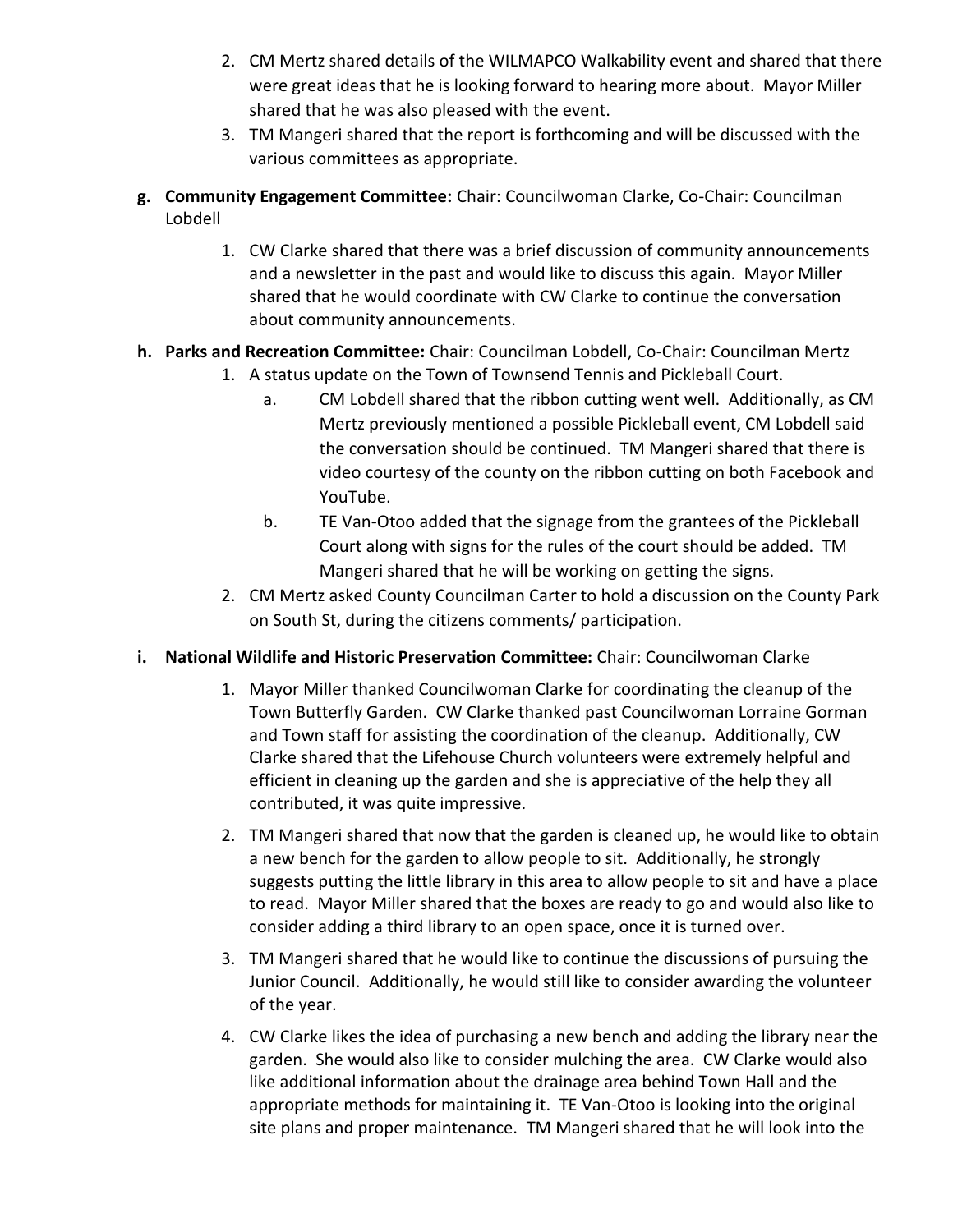2. CM Mertz shared details of the WILMAPCO Walkability event and shared that there were great ideas that he is looking forward to hearing more about. Mayor Miller shared that he was also pleased with the event.
3. TM Mangeri shared that the report is forthcoming and will be discussed with the various committees as appropriate.

**g. Community Engagement Committee:** Chair: Councilwoman Clarke, Co-Chair: Councilman Lobdell

1. CW Clarke shared that there was a brief discussion of community announcements and a newsletter in the past and would like to discuss this again. Mayor Miller shared that he would coordinate with CW Clarke to continue the conversation about community announcements.

**h. Parks and Recreation Committee:** Chair: Councilman Lobdell, Co-Chair: Councilman Mertz

1. A status update on the Town of Townsend Tennis and Pickleball Court.
   a. CM Lobdell shared that the ribbon cutting went well. Additionally, as CM Mertz previously mentioned a possible Pickleball event, CM Lobdell said the conversation should be continued. TM Mangeri shared that there is video courtesy of the county on the ribbon cutting on both Facebook and YouTube.
   b. TE Van-Otoo added that the signage from the grantees of the Pickleball Court along with signs for the rules of the court should be added. TM Mangeri shared that he will be working on getting the signs.
2. CM Mertz asked County Councilman Carter to hold a discussion on the County Park on South St, during the citizens comments/ participation.

**i. National Wildlife and Historic Preservation Committee:** Chair: Councilwoman Clarke

1. Mayor Miller thanked Councilwoman Clarke for coordinating the cleanup of the Town Butterfly Garden. CW Clarke thanked past Councilwoman Lorraine Gorman and Town staff for assisting the coordination of the cleanup. Additionally, CW Clarke shared that the Lifehouse Church volunteers were extremely helpful and efficient in cleaning up the garden and she is appreciative of the help they all contributed, it was quite impressive.
2. TM Mangeri shared that now that the garden is cleaned up, he would like to obtain a new bench for the garden to allow people to sit. Additionally, he strongly suggests putting the little library in this area to allow people to sit and have a place to read. Mayor Miller shared that the boxes are ready to go and would also like to consider adding a third library to an open space, once it is turned over.
3. TM Mangeri shared that he would like to continue the discussions of pursuing the Junior Council. Additionally, he would still like to consider awarding the volunteer of the year.
4. CW Clarke likes the idea of purchasing a new bench and adding the library near the garden. She would also like to consider mulching the area. CW Clarke would also like additional information about the drainage area behind Town Hall and the appropriate methods for maintaining it. TE Van-Otoo is looking into the original site plans and proper maintenance. TM Mangeri shared that he will look into the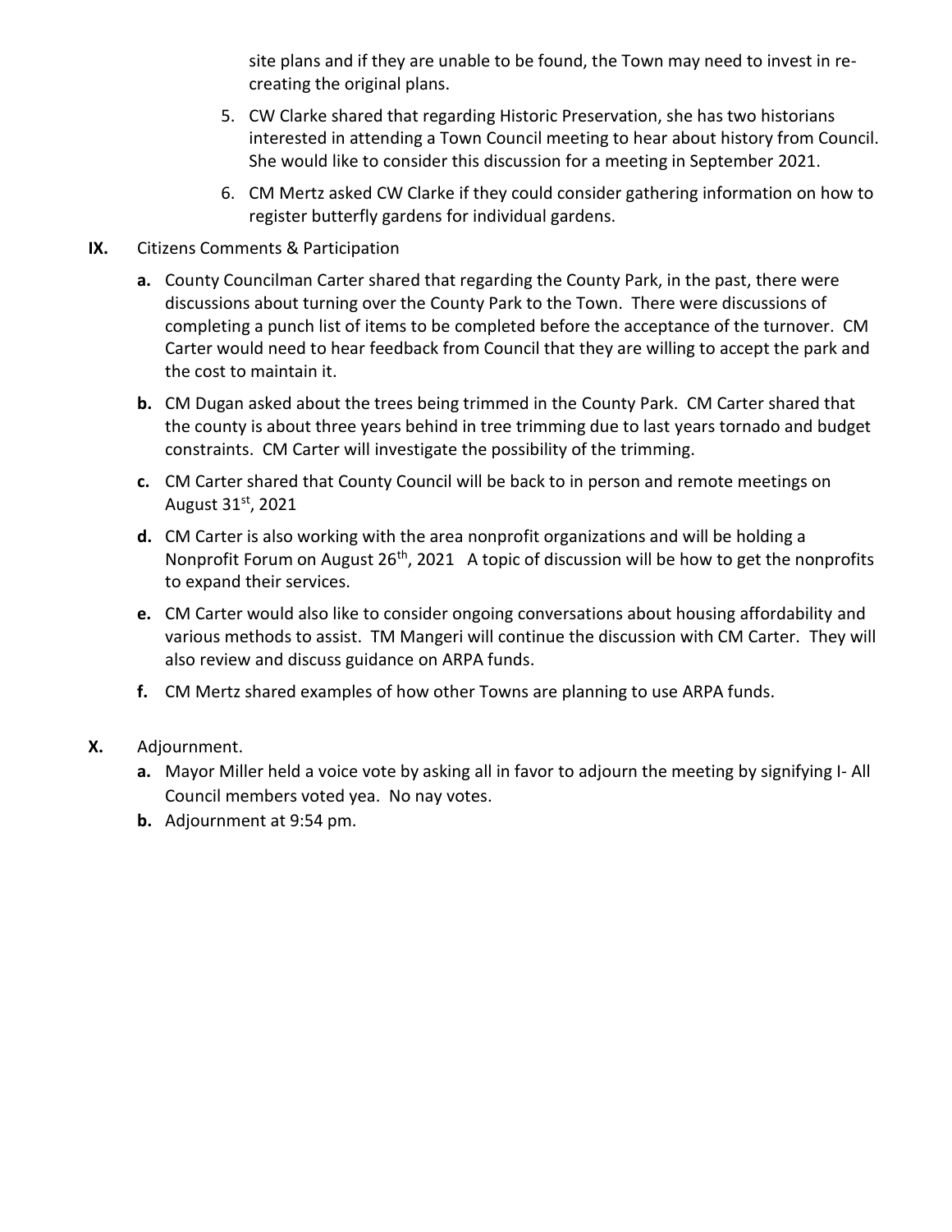site plans and if they are unable to be found, the Town may need to invest in re-creating the original plans.

5. CW Clarke shared that regarding Historic Preservation, she has two historians interested in attending a Town Council meeting to hear about history from Council. She would like to consider this discussion for a meeting in September 2021.
6. CM Mertz asked CW Clarke if they could consider gathering information on how to register butterfly gardens for individual gardens.

**IX.** Citizens Comments & Participation

- **a.** County Councilman Carter shared that regarding the County Park, in the past, there were discussions about turning over the County Park to the Town. There were discussions of completing a punch list of items to be completed before the acceptance of the turnover. CM Carter would need to hear feedback from Council that they are willing to accept the park and the cost to maintain it.
- **b.** CM Dugan asked about the trees being trimmed in the County Park. CM Carter shared that the county is about three years behind in tree trimming due to last years tornado and budget constraints. CM Carter will investigate the possibility of the trimming.
- **c.** CM Carter shared that County Council will be back to in person and remote meetings on August 31st, 2021
- **d.** CM Carter is also working with the area nonprofit organizations and will be holding a Nonprofit Forum on August 26th, 2021 A topic of discussion will be how to get the nonprofits to expand their services.
- **e.** CM Carter would also like to consider ongoing conversations about housing affordability and various methods to assist. TM Mangeri will continue the discussion with CM Carter. They will also review and discuss guidance on ARPA funds.
- **f.** CM Mertz shared examples of how other Towns are planning to use ARPA funds.

**X.** Adjournment.

- **a.** Mayor Miller held a voice vote by asking all in favor to adjourn the meeting by signifying I- All Council members voted yea. No nay votes.
- **b.** Adjournment at 9:54 pm.